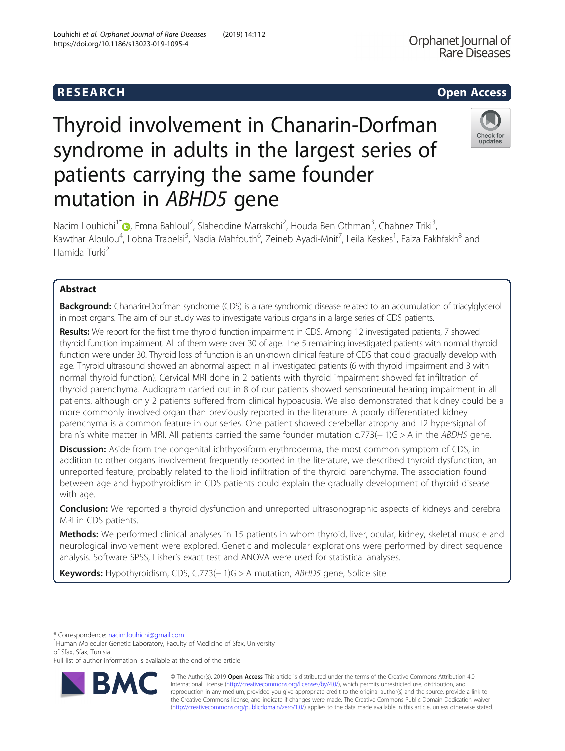RESEARCH

Open Access

# Thyroid involvement in Chanarin-Dorfman syndrome in adults in the largest series of patients carrying the same founder mutation in *ABHD5* gene

Nacim Louhichi[1*], Emna Bahloul[2], Slaheddine Marrakchi[2], Houda Ben Othman[3], Chahnez Triki[3], Kawthar Aloulou[4], Lobna Trabelsi[5], Nadia Mahfouth[6], Zeineb Ayadi-Mnif[7], Leila Keskes[1], Faiza Fakhfakh[8] and Hamida Turki[2]

## Abstract

**Background:** Chanarin-Dorfman syndrome (CDS) is a rare syndromic disease related to an accumulation of triacylglycerol in most organs. The aim of our study was to investigate various organs in a large series of CDS patients.

**Results:** We report for the first time thyroid function impairment in CDS. Among 12 investigated patients, 7 showed thyroid function impairment. All of them were over 30 of age. The 5 remaining investigated patients with normal thyroid function were under 30. Thyroid loss of function is an unknown clinical feature of CDS that could gradually develop with age. Thyroid ultrasound showed an abnormal aspect in all investigated patients (6 with thyroid impairment and 3 with normal thyroid function). Cervical MRI done in 2 patients with thyroid impairment showed fat infiltration of thyroid parenchyma. Audiogram carried out in 8 of our patients showed sensorineural hearing impairment in all patients, although only 2 patients suffered from clinical hypoacusia. We also demonstrated that kidney could be a more commonly involved organ than previously reported in the literature. A poorly differentiated kidney parenchyma is a common feature in our series. One patient showed cerebellar atrophy and T2 hypersignal of brain's white matter in MRI. All patients carried the same founder mutation c.773(− 1)G > A in the *ABDH5* gene.

**Discussion:** Aside from the congenital ichthyosiform erythroderma, the most common symptom of CDS, in addition to other organs involvement frequently reported in the literature, we described thyroid dysfunction, an unreported feature, probably related to the lipid infiltration of the thyroid parenchyma. The association found between age and hypothyroidism in CDS patients could explain the gradually development of thyroid disease with age.

**Conclusion:** We reported a thyroid dysfunction and unreported ultrasonographic aspects of kidneys and cerebral MRI in CDS patients.

**Methods:** We performed clinical analyses in 15 patients in whom thyroid, liver, ocular, kidney, skeletal muscle and neurological involvement were explored. Genetic and molecular explorations were performed by direct sequence analysis. Software SPSS, Fisher's exact test and ANOVA were used for statistical analyses.

**Keywords:** Hypothyroidism, CDS, C.773(− 1)G > A mutation, *ABHD5* gene, Splice site

---

\* Correspondence: nacim.louhichi@gmail.com

[1]Human Molecular Genetic Laboratory, Faculty of Medicine of Sfax, University of Sfax, Sfax, Tunisia

Full list of author information is available at the end of the article

© The Author(s). 2019 **Open Access** This article is distributed under the terms of the Creative Commons Attribution 4.0 International License (http://creativecommons.org/licenses/by/4.0/), which permits unrestricted use, distribution, and reproduction in any medium, provided you give appropriate credit to the original author(s) and the source, provide a link to the Creative Commons license, and indicate if changes were made. The Creative Commons Public Domain Dedication waiver (http://creativecommons.org/publicdomain/zero/1.0/) applies to the data made available in this article, unless otherwise stated.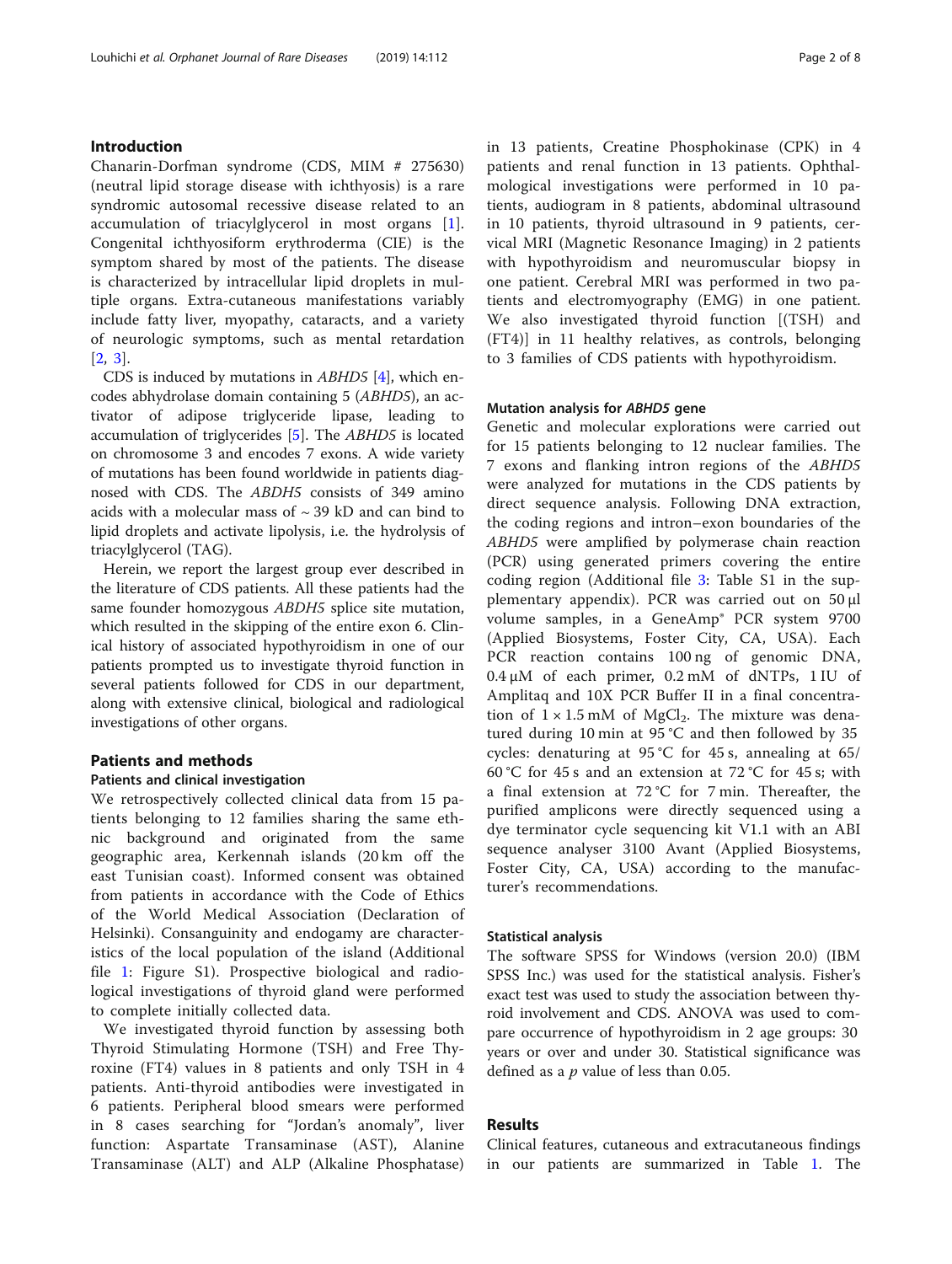## Introduction

Chanarin-Dorfman syndrome (CDS, MIM # 275630) (neutral lipid storage disease with ichthyosis) is a rare syndromic autosomal recessive disease related to an accumulation of triacylglycerol in most organs [1]. Congenital ichthyosiform erythroderma (CIE) is the symptom shared by most of the patients. The disease is characterized by intracellular lipid droplets in multiple organs. Extra-cutaneous manifestations variably include fatty liver, myopathy, cataracts, and a variety of neurologic symptoms, such as mental retardation [2, 3].

CDS is induced by mutations in *ABHD5* [4], which encodes abhydrolase domain containing 5 (*ABHD5*), an activator of adipose triglyceride lipase, leading to accumulation of triglycerides [5]. The *ABHD5* is located on chromosome 3 and encodes 7 exons. A wide variety of mutations has been found worldwide in patients diagnosed with CDS. The *ABDH5* consists of 349 amino acids with a molecular mass of ~ 39 kD and can bind to lipid droplets and activate lipolysis, i.e. the hydrolysis of triacylglycerol (TAG).

Herein, we report the largest group ever described in the literature of CDS patients. All these patients had the same founder homozygous *ABDH5* splice site mutation, which resulted in the skipping of the entire exon 6. Clinical history of associated hypothyroidism in one of our patients prompted us to investigate thyroid function in several patients followed for CDS in our department, along with extensive clinical, biological and radiological investigations of other organs.

## Patients and methods

### Patients and clinical investigation

We retrospectively collected clinical data from 15 patients belonging to 12 families sharing the same ethnic background and originated from the same geographic area, Kerkennah islands (20 km off the east Tunisian coast). Informed consent was obtained from patients in accordance with the Code of Ethics of the World Medical Association (Declaration of Helsinki). Consanguinity and endogamy are characteristics of the local population of the island (Additional file 1: Figure S1). Prospective biological and radiological investigations of thyroid gland were performed to complete initially collected data.

We investigated thyroid function by assessing both Thyroid Stimulating Hormone (TSH) and Free Thyroxine (FT4) values in 8 patients and only TSH in 4 patients. Anti-thyroid antibodies were investigated in 6 patients. Peripheral blood smears were performed in 8 cases searching for "Jordan's anomaly", liver function: Aspartate Transaminase (AST), Alanine Transaminase (ALT) and ALP (Alkaline Phosphatase) in 13 patients, Creatine Phosphokinase (CPK) in 4 patients and renal function in 13 patients. Ophthalmological investigations were performed in 10 patients, audiogram in 8 patients, abdominal ultrasound in 10 patients, thyroid ultrasound in 9 patients, cervical MRI (Magnetic Resonance Imaging) in 2 patients with hypothyroidism and neuromuscular biopsy in one patient. Cerebral MRI was performed in two patients and electromyography (EMG) in one patient. We also investigated thyroid function [(TSH) and (FT4)] in 11 healthy relatives, as controls, belonging to 3 families of CDS patients with hypothyroidism.

### Mutation analysis for *ABHD5* gene

Genetic and molecular explorations were carried out for 15 patients belonging to 12 nuclear families. The 7 exons and flanking intron regions of the *ABHD5* were analyzed for mutations in the CDS patients by direct sequence analysis. Following DNA extraction, the coding regions and intron–exon boundaries of the *ABHD5* were amplified by polymerase chain reaction (PCR) using generated primers covering the entire coding region (Additional file 3: Table S1 in the supplementary appendix). PCR was carried out on 50 μl volume samples, in a GeneAmp® PCR system 9700 (Applied Biosystems, Foster City, CA, USA). Each PCR reaction contains 100 ng of genomic DNA, 0.4 μM of each primer, 0.2 mM of dNTPs, 1 IU of Amplitaq and 10X PCR Buffer II in a final concentration of 1 × 1.5 mM of $MgCl_2$. The mixture was denatured during 10 min at 95 °C and then followed by 35 cycles: denaturing at 95 °C for 45 s, annealing at 65/60 °C for 45 s and an extension at 72 °C for 45 s; with a final extension at 72 °C for 7 min. Thereafter, the purified amplicons were directly sequenced using a dye terminator cycle sequencing kit V1.1 with an ABI sequence analyser 3100 Avant (Applied Biosystems, Foster City, CA, USA) according to the manufacturer's recommendations.

### Statistical analysis

The software SPSS for Windows (version 20.0) (IBM SPSS Inc.) was used for the statistical analysis. Fisher's exact test was used to study the association between thyroid involvement and CDS. ANOVA was used to compare occurrence of hypothyroidism in 2 age groups: 30 years or over and under 30. Statistical significance was defined as a $p$ value of less than 0.05.

## Results

Clinical features, cutaneous and extracutaneous findings in our patients are summarized in Table 1. The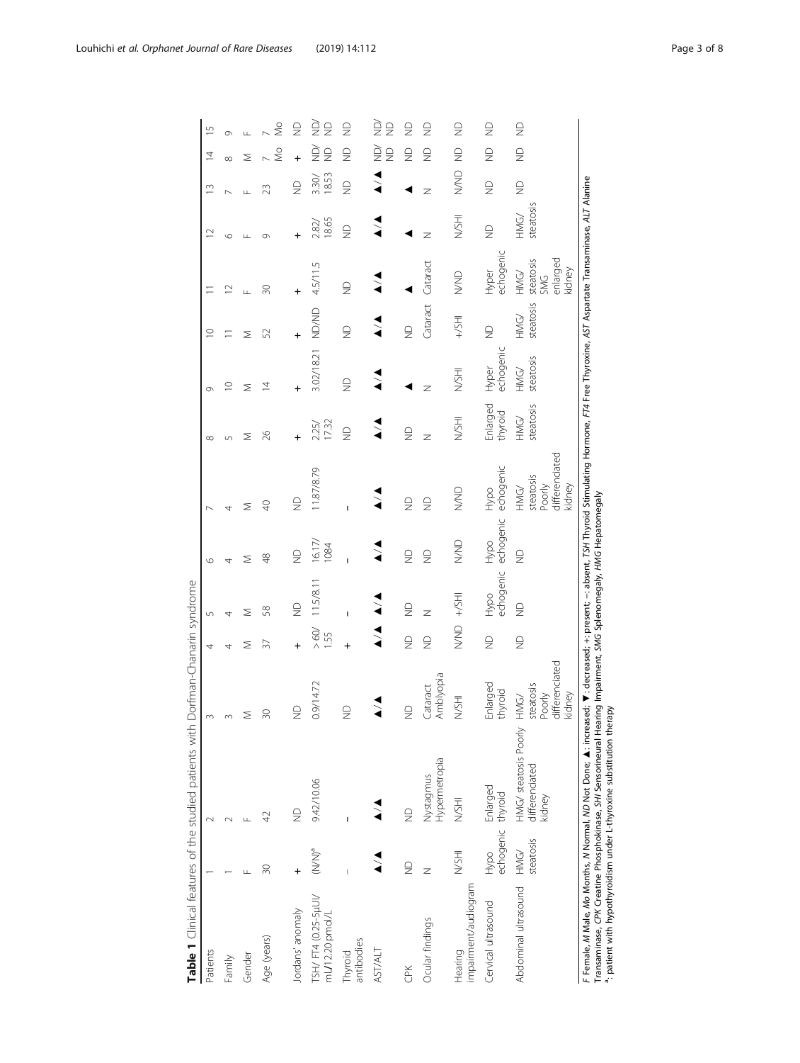**Table 1** Clinical features of the studied patients with Dorfman-Chanarin syndrome

| Patients | 1 | 2 | 3 | 4 | 5 | 6 | 7 | 8 | 9 | 10 | 11 | 12 | 13 | 14 | 15 |
|---|---|---|---|---|---|---|---|---|---|---|---|---|---|---|---|
| Family | 1 | 2 | 3 | 4 | 4 | 4 | 4 | 5 | 10 | 11 | 12 | 6 | 7 | 8 | 9 |
| Gender | F | F | M | M | M | M | M | M | M | M | F | F | F | M | F |
| Age (years) | 30 | 42 | 30 | 37 | 58 | 48 | 40 | 26 | 14 | 52 | 30 | 9 | 23 | 7 Mo | 7 Mo |
| Jordans' anomaly | + | ND | ND | + | ND | ND | ND | + | + | + | + | + | ND | + | ND |
| TSH/ FT4 (0.25-5μUI/ mL/12.20 pmol/L | (N/N)[a] | 9.42/10.06 | 0.9/14.72 | >60/ 1.55 | 11.5/8.11 | 16.17/ 1084 | 11.87/8.79 | 2.25/ 17.32 | 3.02/18.21 | ND/ND | 4.5/11.5 | 2.82/ 18.65 | 3.30/ 18.53 | ND/ ND | ND/ ND |
| Thyroid antibodies | – | – | ND | + | – | – | – | ND | ND | ND | ND | ND | ND | ND | ND |
| AST/ALT | ▲/▲ | ▲/▲ | ▲/▲ | ▲/▲ | ▲/▲ | ▲/▲ | ▲/▲ | ▲/▲ | ▲/▲ | ▲/▲ | ▲/▲ | ▲/▲ | ▲/▲ | ND/ ND | ND/ ND |
| CPK | ND | ND | ND | ND | ND | ND | ND | ND | ▲ | ND | ▲ | ▲ | ▲ | ND | ND |
| Ocular findings | N | Nystagmus Hypermetropia | Cataract Amblyopia | ND | N | ND | ND | N | N | Cataract | Cataract | N | N | ND | ND |
| Hearing impairment/audiogram | N/SHI | N/SHI | N/SHI | N/ND | +/SHI | N/ND | N/ND | N/SHI | N/SHI | +/SHI | N/ND | N/SHI | N/ND | ND | ND |
| Cervical ultrasound | Hypo echogenic | Enlarged thyroid | Enlarged thyroid | ND | Hypo echogenic | Hypo echogenic | Hypo echogenic | Enlarged thyroid | Hyper echogenic | ND | Hyper echogenic | ND | ND | ND | ND |
| Abdominal ultrasound | HMG/ steatosis | HMG/ steatosis Poorly differenciated kidney | HMG/ steatosis Poorly differenciated kidney | ND | ND | ND | HMG/ steatosis Poorly differenciated kidney | HMG/ steatosis | HMG/ steatosis | HMG/ steatosis | HMG/ steatosis SMG enlarged kidney | HMG/ steatosis | ND | ND | ND |

*F* Female, *M* Male, *Mo* Months, *N* Normal, *ND* Not Done; ▲: increased; ▼: decreased; +: present; –: absent, *TSH* Thyroid Stimulating Hormone, *FT4* Free Thyroxine, *AST* Aspartate Transaminase, *ALT* Alanine Transaminase, *CPK* Creatine Phosphokinase, *SHI* Sensorineural Hearing Impairment, *SMG* Splenomegaly, *HMG* Hepatomegaly
[a]: patient with hypothyroidism under L-thyroxine substitution therapy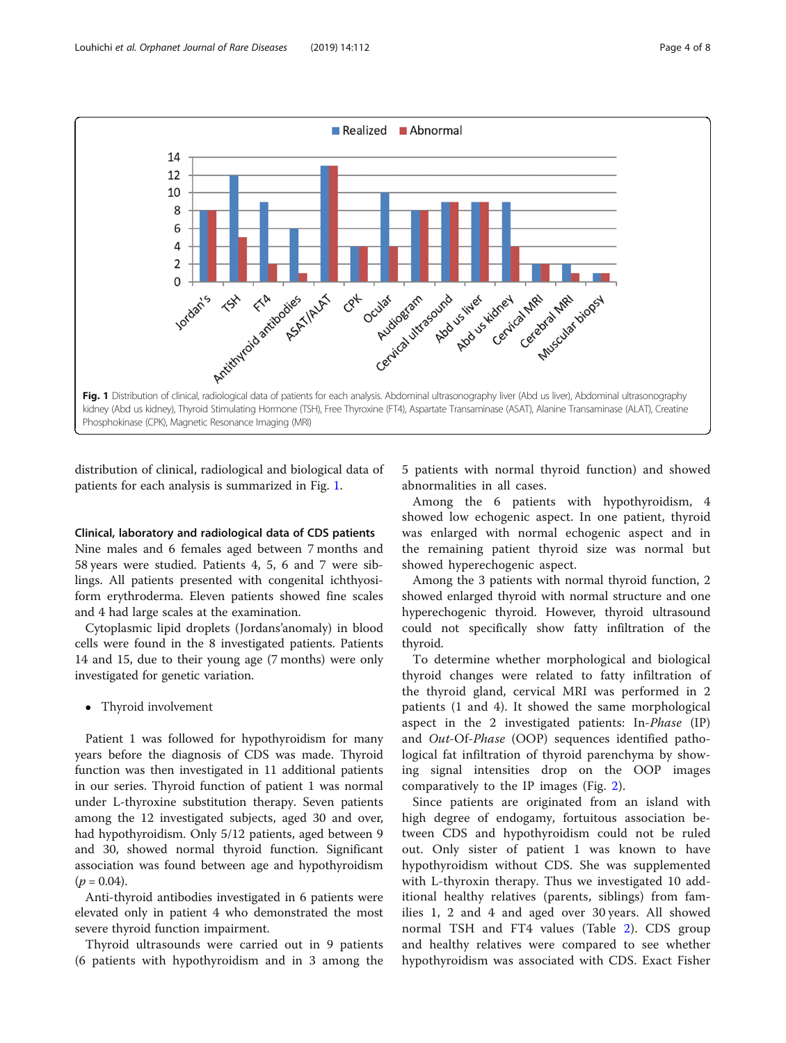Fig. 1 Distribution of clinical, radiological data of patients for each analysis. Abdominal ultrasonography liver (Abd us liver), Abdominal ultrasonography kidney (Abd us kidney), Thyroid Stimulating Hormone (TSH), Free Thyroxine (FT4), Aspartate Transaminase (ASAT), Alanine Transaminase (ALAT), Creatine Phosphokinase (CPK), Magnetic Resonance Imaging (MRI)

distribution of clinical, radiological and biological data of patients for each analysis is summarized in Fig. 1.

### Clinical, laboratory and radiological data of CDS patients

Nine males and 6 females aged between 7 months and 58 years were studied. Patients 4, 5, 6 and 7 were siblings. All patients presented with congenital ichthyosiform erythroderma. Eleven patients showed fine scales and 4 had large scales at the examination.

Cytoplasmic lipid droplets (Jordans'anomaly) in blood cells were found in the 8 investigated patients. Patients 14 and 15, due to their young age (7 months) were only investigated for genetic variation.

- Thyroid involvement

Patient 1 was followed for hypothyroidism for many years before the diagnosis of CDS was made. Thyroid function was then investigated in 11 additional patients in our series. Thyroid function of patient 1 was normal under L-thyroxine substitution therapy. Seven patients among the 12 investigated subjects, aged 30 and over, had hypothyroidism. Only 5/12 patients, aged between 9 and 30, showed normal thyroid function. Significant association was found between age and hypothyroidism ($p = 0.04$).

Anti-thyroid antibodies investigated in 6 patients were elevated only in patient 4 who demonstrated the most severe thyroid function impairment.

Thyroid ultrasounds were carried out in 9 patients (6 patients with hypothyroidism and in 3 among the 5 patients with normal thyroid function) and showed abnormalities in all cases.

Among the 6 patients with hypothyroidism, 4 showed low echogenic aspect. In one patient, thyroid was enlarged with normal echogenic aspect and in the remaining patient thyroid size was normal but showed hyperechogenic aspect.

Among the 3 patients with normal thyroid function, 2 showed enlarged thyroid with normal structure and one hyperechogenic thyroid. However, thyroid ultrasound could not specifically show fatty infiltration of the thyroid.

To determine whether morphological and biological thyroid changes were related to fatty infiltration of the thyroid gland, cervical MRI was performed in 2 patients (1 and 4). It showed the same morphological aspect in the 2 investigated patients: In-*Phase* (IP) and *Out*-Of-*Phase* (OOP) sequences identified pathological fat infiltration of thyroid parenchyma by showing signal intensities drop on the OOP images comparatively to the IP images (Fig. 2).

Since patients are originated from an island with high degree of endogamy, fortuitous association between CDS and hypothyroidism could not be ruled out. Only sister of patient 1 was known to have hypothyroidism without CDS. She was supplemented with L-thyroxin therapy. Thus we investigated 10 additional healthy relatives (parents, siblings) from families 1, 2 and 4 and aged over 30 years. All showed normal TSH and FT4 values (Table 2). CDS group and healthy relatives were compared to see whether hypothyroidism was associated with CDS. Exact Fisher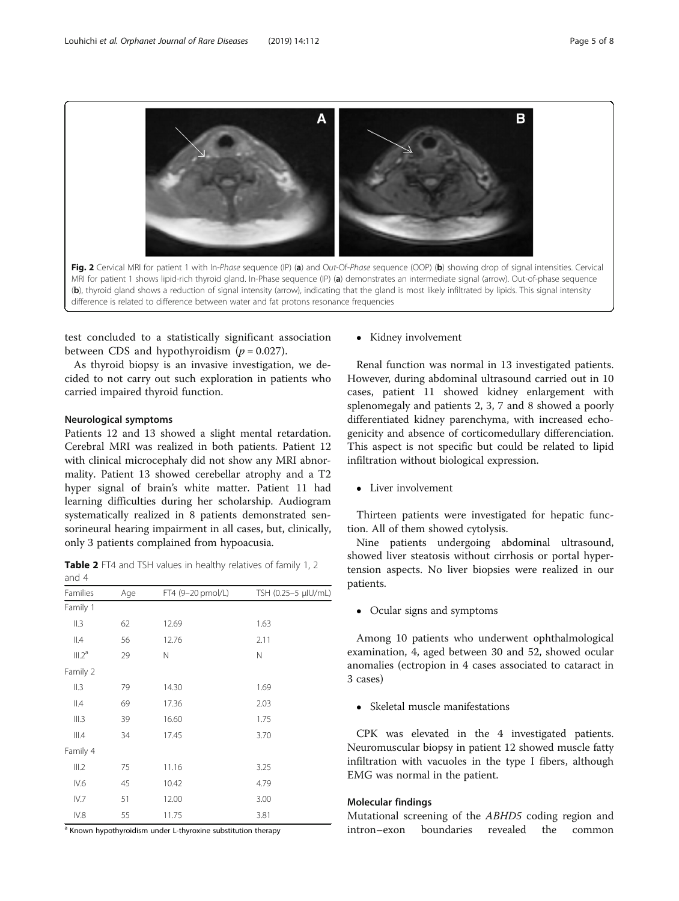Fig. 2 Cervical MRI for patient 1 with In-*Phase* sequence (IP) (**a**) and Out-Of-*Phase* sequence (OOP) (**b**) showing drop of signal intensities. Cervical MRI for patient 1 shows lipid-rich thyroid gland. In-Phase sequence (IP) (**a**) demonstrates an intermediate signal (arrow). Out-of-phase sequence (**b**), thyroid gland shows a reduction of signal intensity (arrow), indicating that the gland is most likely infiltrated by lipids. This signal intensity difference is related to difference between water and fat protons resonance frequencies

test concluded to a statistically significant association between CDS and hypothyroidism ($p = 0.027$).

As thyroid biopsy is an invasive investigation, we decided to not carry out such exploration in patients who carried impaired thyroid function.

### Neurological symptoms

Patients 12 and 13 showed a slight mental retardation. Cerebral MRI was realized in both patients. Patient 12 with clinical microcephaly did not show any MRI abnormality. Patient 13 showed cerebellar atrophy and a T2 hyper signal of brain's white matter. Patient 11 had learning difficulties during her scholarship. Audiogram systematically realized in 8 patients demonstrated sensorineural hearing impairment in all cases, but, clinically, only 3 patients complained from hypoacusia.

**Table 2** FT4 and TSH values in healthy relatives of family 1, 2 and 4

| Families | Age | FT4 (9–20 pmol/L) | TSH (0.25–5 μIU/mL) |
|---|---|---|---|
| Family 1 | | | |
| II.3 | 62 | 12.69 | 1.63 |
| II.4 | 56 | 12.76 | 2.11 |
| III.2[a] | 29 | N | N |
| Family 2 | | | |
| II.3 | 79 | 14.30 | 1.69 |
| II.4 | 69 | 17.36 | 2.03 |
| III.3 | 39 | 16.60 | 1.75 |
| III.4 | 34 | 17.45 | 3.70 |
| Family 4 | | | |
| III.2 | 75 | 11.16 | 3.25 |
| IV.6 | 45 | 10.42 | 4.79 |
| IV.7 | 51 | 12.00 | 3.00 |
| IV.8 | 55 | 11.75 | 3.81 |

[a] Known hypothyroidism under L-thyroxine substitution therapy

- Kidney involvement

Renal function was normal in 13 investigated patients. However, during abdominal ultrasound carried out in 10 cases, patient 11 showed kidney enlargement with splenomegaly and patients 2, 3, 7 and 8 showed a poorly differentiated kidney parenchyma, with increased echogenicity and absence of corticomedullary differenciation. This aspect is not specific but could be related to lipid infiltration without biological expression.

- Liver involvement

Thirteen patients were investigated for hepatic function. All of them showed cytolysis.

Nine patients undergoing abdominal ultrasound, showed liver steatosis without cirrhosis or portal hypertension aspects. No liver biopsies were realized in our patients.

- Ocular signs and symptoms

Among 10 patients who underwent ophthalmological examination, 4, aged between 30 and 52, showed ocular anomalies (ectropion in 4 cases associated to cataract in 3 cases)

- Skeletal muscle manifestations

CPK was elevated in the 4 investigated patients. Neuromuscular biopsy in patient 12 showed muscle fatty infiltration with vacuoles in the type I fibers, although EMG was normal in the patient.

### Molecular findings

Mutational screening of the *ABHD5* coding region and intron–exon boundaries revealed the common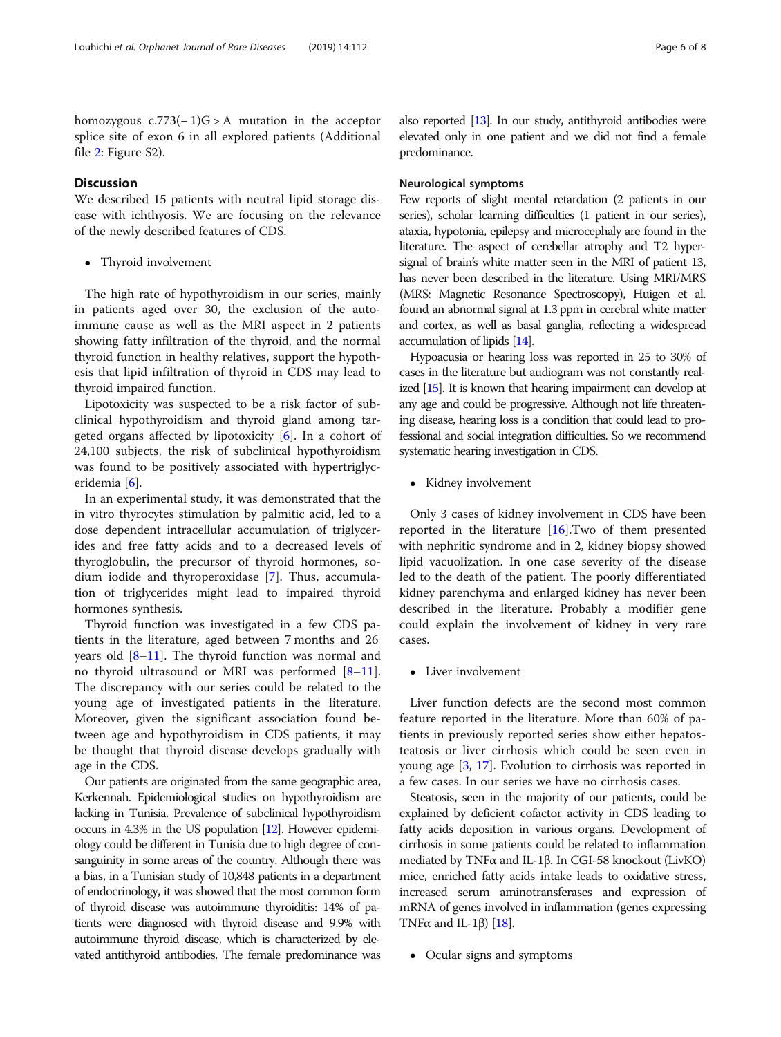homozygous c.773(−1)G > A mutation in the acceptor splice site of exon 6 in all explored patients (Additional file 2: Figure S2).

## Discussion

We described 15 patients with neutral lipid storage disease with ichthyosis. We are focusing on the relevance of the newly described features of CDS.

- Thyroid involvement

The high rate of hypothyroidism in our series, mainly in patients aged over 30, the exclusion of the autoimmune cause as well as the MRI aspect in 2 patients showing fatty infiltration of the thyroid, and the normal thyroid function in healthy relatives, support the hypothesis that lipid infiltration of thyroid in CDS may lead to thyroid impaired function.

Lipotoxicity was suspected to be a risk factor of subclinical hypothyroidism and thyroid gland among targeted organs affected by lipotoxicity [6]. In a cohort of 24,100 subjects, the risk of subclinical hypothyroidism was found to be positively associated with hypertriglyceridemia [6].

In an experimental study, it was demonstrated that the in vitro thyrocytes stimulation by palmitic acid, led to a dose dependent intracellular accumulation of triglycerides and free fatty acids and to a decreased levels of thyroglobulin, the precursor of thyroid hormones, sodium iodide and thyroperoxidase [7]. Thus, accumulation of triglycerides might lead to impaired thyroid hormones synthesis.

Thyroid function was investigated in a few CDS patients in the literature, aged between 7 months and 26 years old [8–11]. The thyroid function was normal and no thyroid ultrasound or MRI was performed [8–11]. The discrepancy with our series could be related to the young age of investigated patients in the literature. Moreover, given the significant association found between age and hypothyroidism in CDS patients, it may be thought that thyroid disease develops gradually with age in the CDS.

Our patients are originated from the same geographic area, Kerkennah. Epidemiological studies on hypothyroidism are lacking in Tunisia. Prevalence of subclinical hypothyroidism occurs in 4.3% in the US population [12]. However epidemiology could be different in Tunisia due to high degree of consanguinity in some areas of the country. Although there was a bias, in a Tunisian study of 10,848 patients in a department of endocrinology, it was showed that the most common form of thyroid disease was autoimmune thyroiditis: 14% of patients were diagnosed with thyroid disease and 9.9% with autoimmune thyroid disease, which is characterized by elevated antithyroid antibodies. The female predominance was also reported [13]. In our study, antithyroid antibodies were elevated only in one patient and we did not find a female predominance.

### Neurological symptoms

Few reports of slight mental retardation (2 patients in our series), scholar learning difficulties (1 patient in our series), ataxia, hypotonia, epilepsy and microcephaly are found in the literature. The aspect of cerebellar atrophy and T2 hypersignal of brain's white matter seen in the MRI of patient 13, has never been described in the literature. Using MRI/MRS (MRS: Magnetic Resonance Spectroscopy), Huigen et al. found an abnormal signal at 1.3 ppm in cerebral white matter and cortex, as well as basal ganglia, reflecting a widespread accumulation of lipids [14].

Hypoacusia or hearing loss was reported in 25 to 30% of cases in the literature but audiogram was not constantly realized [15]. It is known that hearing impairment can develop at any age and could be progressive. Although not life threatening disease, hearing loss is a condition that could lead to professional and social integration difficulties. So we recommend systematic hearing investigation in CDS.

- Kidney involvement

Only 3 cases of kidney involvement in CDS have been reported in the literature [16].Two of them presented with nephritic syndrome and in 2, kidney biopsy showed lipid vacuolization. In one case severity of the disease led to the death of the patient. The poorly differentiated kidney parenchyma and enlarged kidney has never been described in the literature. Probably a modifier gene could explain the involvement of kidney in very rare cases.

- Liver involvement

Liver function defects are the second most common feature reported in the literature. More than 60% of patients in previously reported series show either hepatosteatosis or liver cirrhosis which could be seen even in young age [3, 17]. Evolution to cirrhosis was reported in a few cases. In our series we have no cirrhosis cases.

Steatosis, seen in the majority of our patients, could be explained by deficient cofactor activity in CDS leading to fatty acids deposition in various organs. Development of cirrhosis in some patients could be related to inflammation mediated by TNFα and IL-1β. In CGI-58 knockout (LivKO) mice, enriched fatty acids intake leads to oxidative stress, increased serum aminotransferases and expression of mRNA of genes involved in inflammation (genes expressing TNFα and IL-1β) [18].

- Ocular signs and symptoms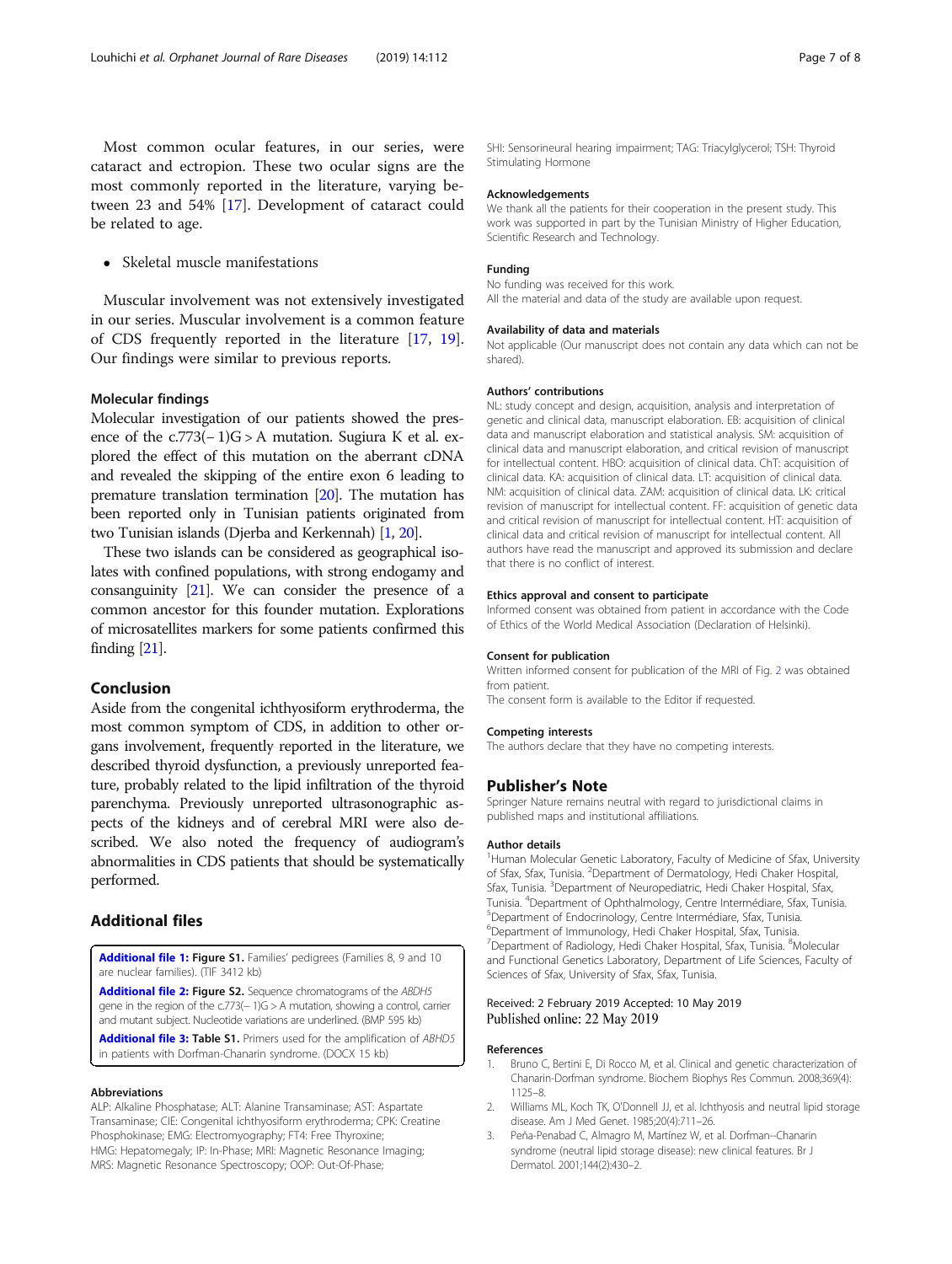Most common ocular features, in our series, were cataract and ectropion. These two ocular signs are the most commonly reported in the literature, varying between 23 and 54% [17]. Development of cataract could be related to age.

- Skeletal muscle manifestations

Muscular involvement was not extensively investigated in our series. Muscular involvement is a common feature of CDS frequently reported in the literature [17, 19]. Our findings were similar to previous reports.

### Molecular findings

Molecular investigation of our patients showed the presence of the c.773(− 1)G > A mutation. Sugiura K et al. explored the effect of this mutation on the aberrant cDNA and revealed the skipping of the entire exon 6 leading to premature translation termination [20]. The mutation has been reported only in Tunisian patients originated from two Tunisian islands (Djerba and Kerkennah) [1, 20].

These two islands can be considered as geographical isolates with confined populations, with strong endogamy and consanguinity [21]. We can consider the presence of a common ancestor for this founder mutation. Explorations of microsatellites markers for some patients confirmed this finding [21].

## Conclusion

Aside from the congenital ichthyosiform erythroderma, the most common symptom of CDS, in addition to other organs involvement, frequently reported in the literature, we described thyroid dysfunction, a previously unreported feature, probably related to the lipid infiltration of the thyroid parenchyma. Previously unreported ultrasonographic aspects of the kidneys and of cerebral MRI were also described. We also noted the frequency of audiogram's abnormalities in CDS patients that should be systematically performed.

## Additional files

**Additional file 1: Figure S1.** Families' pedigrees (Families 8, 9 and 10 are nuclear families). (TIF 3412 kb)

**Additional file 2: Figure S2.** Sequence chromatograms of the *ABDH5* gene in the region of the c.773(− 1)G > A mutation, showing a control, carrier and mutant subject. Nucleotide variations are underlined. (BMP 595 kb)

**Additional file 3: Table S1.** Primers used for the amplification of *ABHD5* in patients with Dorfman-Chanarin syndrome. (DOCX 15 kb)

#### Abbreviations

ALP: Alkaline Phosphatase; ALT: Alanine Transaminase; AST: Aspartate Transaminase; CIE: Congenital ichthyosiform erythroderma; CPK: Creatine Phosphokinase; EMG: Electromyography; FT4: Free Thyroxine; HMG: Hepatomegaly; IP: In-Phase; MRI: Magnetic Resonance Imaging; MRS: Magnetic Resonance Spectroscopy; OOP: Out-Of-Phase; SHI: Sensorineural hearing impairment; TAG: Triacylglycerol; TSH: Thyroid Stimulating Hormone

#### Acknowledgements

We thank all the patients for their cooperation in the present study. This work was supported in part by the Tunisian Ministry of Higher Education, Scientific Research and Technology.

#### Funding

No funding was received for this work.
All the material and data of the study are available upon request.

#### Availability of data and materials

Not applicable (Our manuscript does not contain any data which can not be shared).

#### Authors' contributions

NL: study concept and design, acquisition, analysis and interpretation of genetic and clinical data, manuscript elaboration. EB: acquisition of clinical data and manuscript elaboration and statistical analysis. SM: acquisition of clinical data and manuscript elaboration, and critical revision of manuscript for intellectual content. HBO: acquisition of clinical data. ChT: acquisition of clinical data. KA: acquisition of clinical data. LT: acquisition of clinical data. NM: acquisition of clinical data. ZAM: acquisition of clinical data. LK: critical revision of manuscript for intellectual content. FF: acquisition of genetic data and critical revision of manuscript for intellectual content. HT: acquisition of clinical data and critical revision of manuscript for intellectual content. All authors have read the manuscript and approved its submission and declare that there is no conflict of interest.

#### Ethics approval and consent to participate

Informed consent was obtained from patient in accordance with the Code of Ethics of the World Medical Association (Declaration of Helsinki).

#### Consent for publication

Written informed consent for publication of the MRI of Fig. 2 was obtained from patient.
The consent form is available to the Editor if requested.

#### Competing interests

The authors declare that they have no competing interests.

## Publisher's Note

Springer Nature remains neutral with regard to jurisdictional claims in published maps and institutional affiliations.

#### Author details

[1]Human Molecular Genetic Laboratory, Faculty of Medicine of Sfax, University of Sfax, Sfax, Tunisia. [2]Department of Dermatology, Hedi Chaker Hospital, Sfax, Tunisia. [3]Department of Neuropediatric, Hedi Chaker Hospital, Sfax, Tunisia. [4]Department of Ophthalmology, Centre Intermédiare, Sfax, Tunisia. [5]Department of Endocrinology, Centre Intermédiare, Sfax, Tunisia. [6]Department of Immunology, Hedi Chaker Hospital, Sfax, Tunisia. [7]Department of Radiology, Hedi Chaker Hospital, Sfax, Tunisia. [8]Molecular and Functional Genetics Laboratory, Department of Life Sciences, Faculty of Sciences of Sfax, University of Sfax, Sfax, Tunisia.

Received: 2 February 2019 Accepted: 10 May 2019
Published online: 22 May 2019

#### References

1. Bruno C, Bertini E, Di Rocco M, et al. Clinical and genetic characterization of Chanarin-Dorfman syndrome. Biochem Biophys Res Commun. 2008;369(4):1125–8.
2. Williams ML, Koch TK, O'Donnell JJ, et al. Ichthyosis and neutral lipid storage disease. Am J Med Genet. 1985;20(4):711–26.
3. Peña-Penabad C, Almagro M, Martínez W, et al. Dorfman--Chanarin syndrome (neutral lipid storage disease): new clinical features. Br J Dermatol. 2001;144(2):430–2.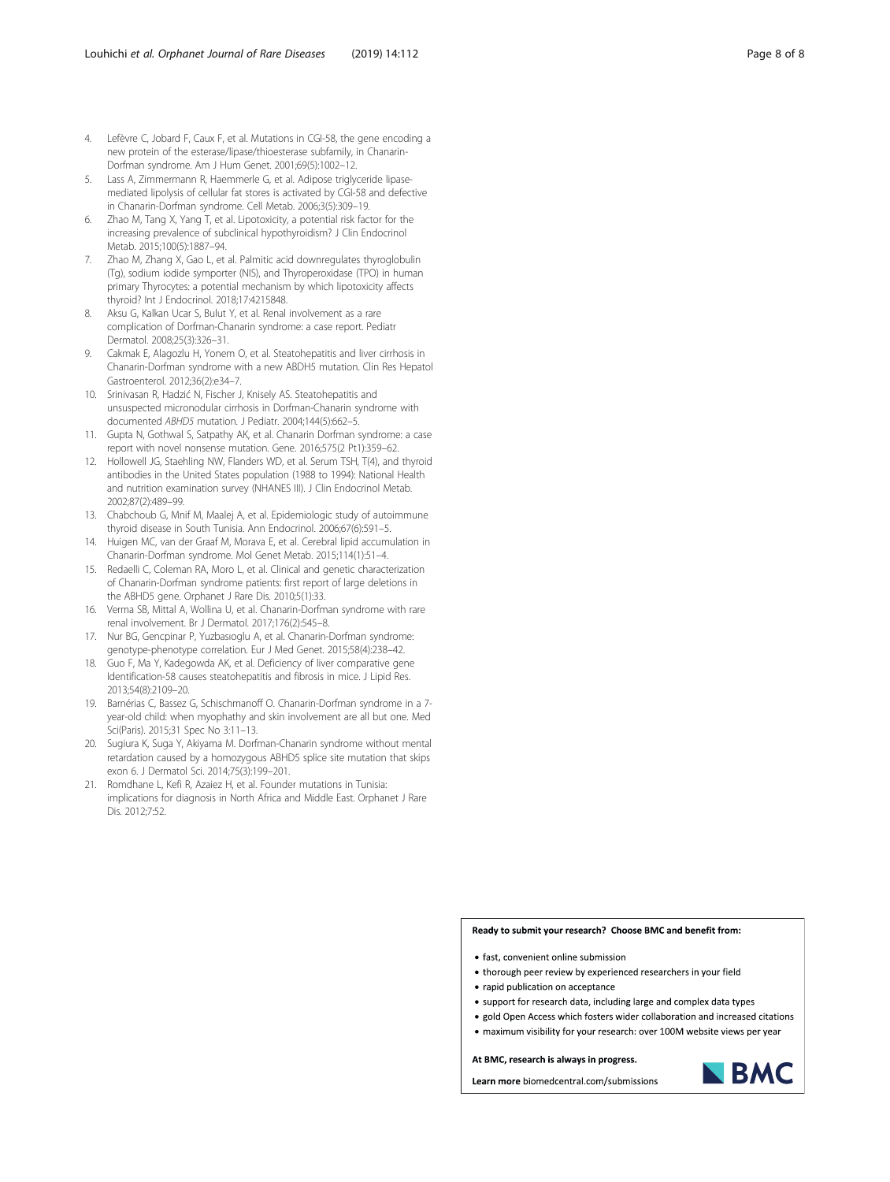4. Lefèvre C, Jobard F, Caux F, et al. Mutations in CGI-58, the gene encoding a new protein of the esterase/lipase/thioesterase subfamily, in Chanarin-Dorfman syndrome. Am J Hum Genet. 2001;69(5):1002–12.
5. Lass A, Zimmermann R, Haemmerle G, et al. Adipose triglyceride lipase-mediated lipolysis of cellular fat stores is activated by CGI-58 and defective in Chanarin-Dorfman syndrome. Cell Metab. 2006;3(5):309–19.
6. Zhao M, Tang X, Yang T, et al. Lipotoxicity, a potential risk factor for the increasing prevalence of subclinical hypothyroidism? J Clin Endocrinol Metab. 2015;100(5):1887–94.
7. Zhao M, Zhang X, Gao L, et al. Palmitic acid downregulates thyroglobulin (Tg), sodium iodide symporter (NIS), and Thyroperoxidase (TPO) in human primary Thyrocytes: a potential mechanism by which lipotoxicity affects thyroid? Int J Endocrinol. 2018;17:4215848.
8. Aksu G, Kalkan Ucar S, Bulut Y, et al. Renal involvement as a rare complication of Dorfman-Chanarin syndrome: a case report. Pediatr Dermatol. 2008;25(3):326–31.
9. Cakmak E, Alagozlu H, Yonem O, et al. Steatohepatitis and liver cirrhosis in Chanarin-Dorfman syndrome with a new ABDH5 mutation. Clin Res Hepatol Gastroenterol. 2012;36(2):e34–7.
10. Srinivasan R, Hadzić N, Fischer J, Knisely AS. Steatohepatitis and unsuspected micronodular cirrhosis in Dorfman-Chanarin syndrome with documented *ABHD5* mutation. J Pediatr. 2004;144(5):662–5.
11. Gupta N, Gothwal S, Satpathy AK, et al. Chanarin Dorfman syndrome: a case report with novel nonsense mutation. Gene. 2016;575(2 Pt1):359–62.
12. Hollowell JG, Staehling NW, Flanders WD, et al. Serum TSH, T(4), and thyroid antibodies in the United States population (1988 to 1994): National Health and nutrition examination survey (NHANES III). J Clin Endocrinol Metab. 2002;87(2):489–99.
13. Chabchoub G, Mnif M, Maalej A, et al. Epidemiologic study of autoimmune thyroid disease in South Tunisia. Ann Endocrinol. 2006;67(6):591–5.
14. Huigen MC, van der Graaf M, Morava E, et al. Cerebral lipid accumulation in Chanarin-Dorfman syndrome. Mol Genet Metab. 2015;114(1):51–4.
15. Redaelli C, Coleman RA, Moro L, et al. Clinical and genetic characterization of Chanarin-Dorfman syndrome patients: first report of large deletions in the ABHD5 gene. Orphanet J Rare Dis. 2010;5(1):33.
16. Verma SB, Mittal A, Wollina U, et al. Chanarin-Dorfman syndrome with rare renal involvement. Br J Dermatol. 2017;176(2):545–8.
17. Nur BG, Gencpinar P, Yuzbasıoglu A, et al. Chanarin-Dorfman syndrome: genotype-phenotype correlation. Eur J Med Genet. 2015;58(4):238–42.
18. Guo F, Ma Y, Kadegowda AK, et al. Deficiency of liver comparative gene Identification-58 causes steatohepatitis and fibrosis in mice. J Lipid Res. 2013;54(8):2109–20.
19. Barnérias C, Bassez G, Schischmanoff O. Chanarin-Dorfman syndrome in a 7-year-old child: when myophathy and skin involvement are all but one. Med Sci(Paris). 2015;31 Spec No 3:11–13.
20. Sugiura K, Suga Y, Akiyama M. Dorfman-Chanarin syndrome without mental retardation caused by a homozygous ABHD5 splice site mutation that skips exon 6. J Dermatol Sci. 2014;75(3):199–201.
21. Romdhane L, Kefi R, Azaiez H, et al. Founder mutations in Tunisia: implications for diagnosis in North Africa and Middle East. Orphanet J Rare Dis. 2012;7:52.

**Ready to submit your research? Choose BMC and benefit from:**

- fast, convenient online submission
- thorough peer review by experienced researchers in your field
- rapid publication on acceptance
- support for research data, including large and complex data types
- gold Open Access which fosters wider collaboration and increased citations
- maximum visibility for your research: over 100M website views per year

**At BMC, research is always in progress.**

**Learn more** biomedcentral.com/submissions

BMC